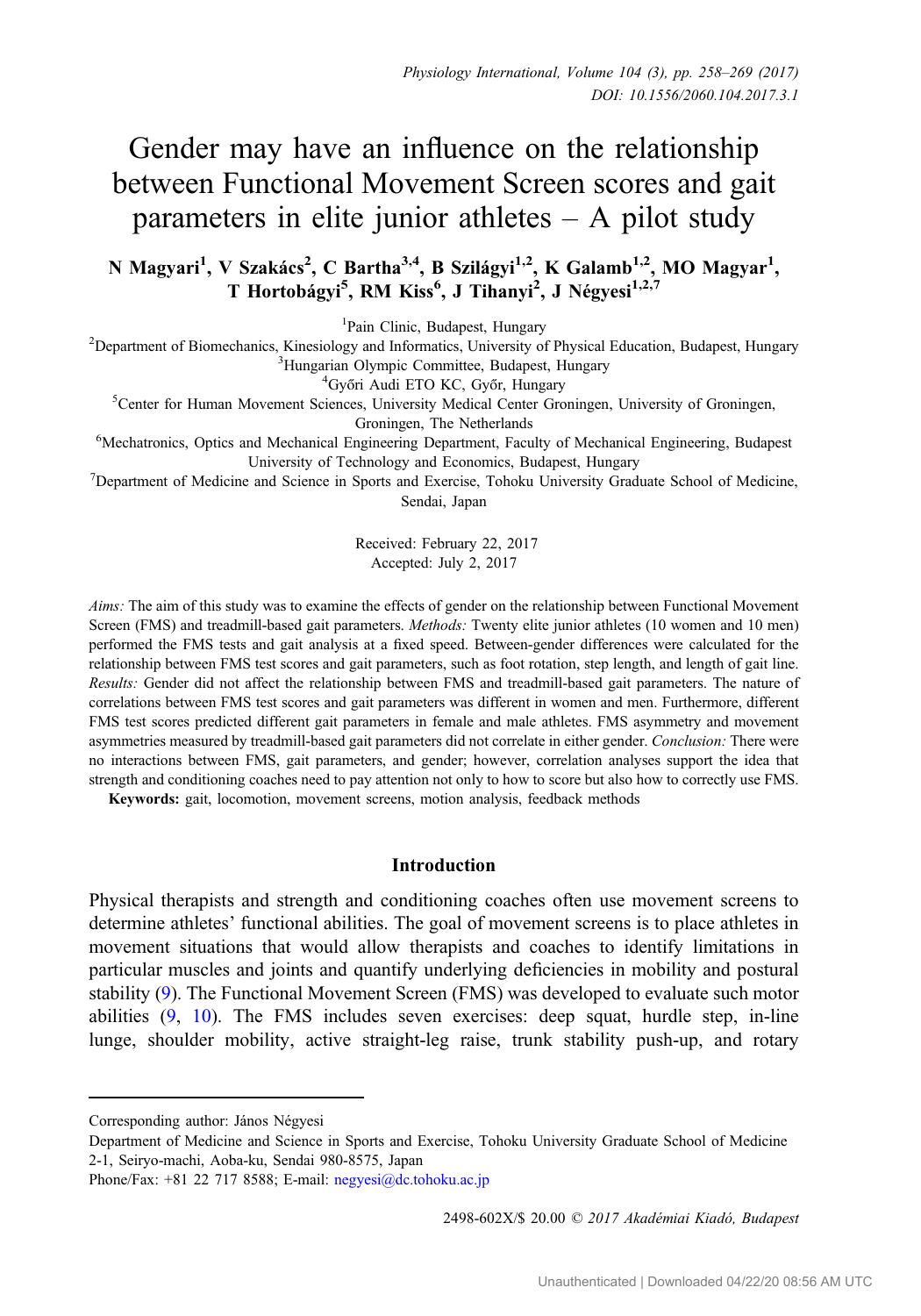# Gender may have an influence on the relationship between Functional Movement Screen scores and gait parameters in elite junior athletes – A pilot study

**N Magyari[1], V Szakács[2], C Bartha[3,4], B Szilágyi[1,2], K Galamb[1,2], MO Magyar[1], T Hortobágyi[5], RM Kiss[6], J Tihanyi[2], J Négyesi[1,2,7]**

[1]Pain Clinic, Budapest, Hungary
[2]Department of Biomechanics, Kinesiology and Informatics, University of Physical Education, Budapest, Hungary
[3]Hungarian Olympic Committee, Budapest, Hungary
[4]Győri Audi ETO KC, Győr, Hungary
[5]Center for Human Movement Sciences, University Medical Center Groningen, University of Groningen, Groningen, The Netherlands
[6]Mechatronics, Optics and Mechanical Engineering Department, Faculty of Mechanical Engineering, Budapest University of Technology and Economics, Budapest, Hungary
[7]Department of Medicine and Science in Sports and Exercise, Tohoku University Graduate School of Medicine, Sendai, Japan

Received: February 22, 2017
Accepted: July 2, 2017

*Aims:* The aim of this study was to examine the effects of gender on the relationship between Functional Movement Screen (FMS) and treadmill-based gait parameters. *Methods:* Twenty elite junior athletes (10 women and 10 men) performed the FMS tests and gait analysis at a fixed speed. Between-gender differences were calculated for the relationship between FMS test scores and gait parameters, such as foot rotation, step length, and length of gait line. *Results:* Gender did not affect the relationship between FMS and treadmill-based gait parameters. The nature of correlations between FMS test scores and gait parameters was different in women and men. Furthermore, different FMS test scores predicted different gait parameters in female and male athletes. FMS asymmetry and movement asymmetries measured by treadmill-based gait parameters did not correlate in either gender. *Conclusion:* There were no interactions between FMS, gait parameters, and gender; however, correlation analyses support the idea that strength and conditioning coaches need to pay attention not only to how to score but also how to correctly use FMS.

**Keywords:** gait, locomotion, movement screens, motion analysis, feedback methods

## Introduction

Physical therapists and strength and conditioning coaches often use movement screens to determine athletes' functional abilities. The goal of movement screens is to place athletes in movement situations that would allow therapists and coaches to identify limitations in particular muscles and joints and quantify underlying deficiencies in mobility and postural stability (9). The Functional Movement Screen (FMS) was developed to evaluate such motor abilities (9, 10). The FMS includes seven exercises: deep squat, hurdle step, in-line lunge, shoulder mobility, active straight-leg raise, trunk stability push-up, and rotary

---

Corresponding author: János Négyesi
Department of Medicine and Science in Sports and Exercise, Tohoku University Graduate School of Medicine
2-1, Seiryo-machi, Aoba-ku, Sendai 980-8575, Japan
Phone/Fax: +81 22 717 8588; E-mail: negyesi@dc.tohoku.ac.jp

2498-602X/$ 20.00 © 2017 Akadémiai Kiadó, Budapest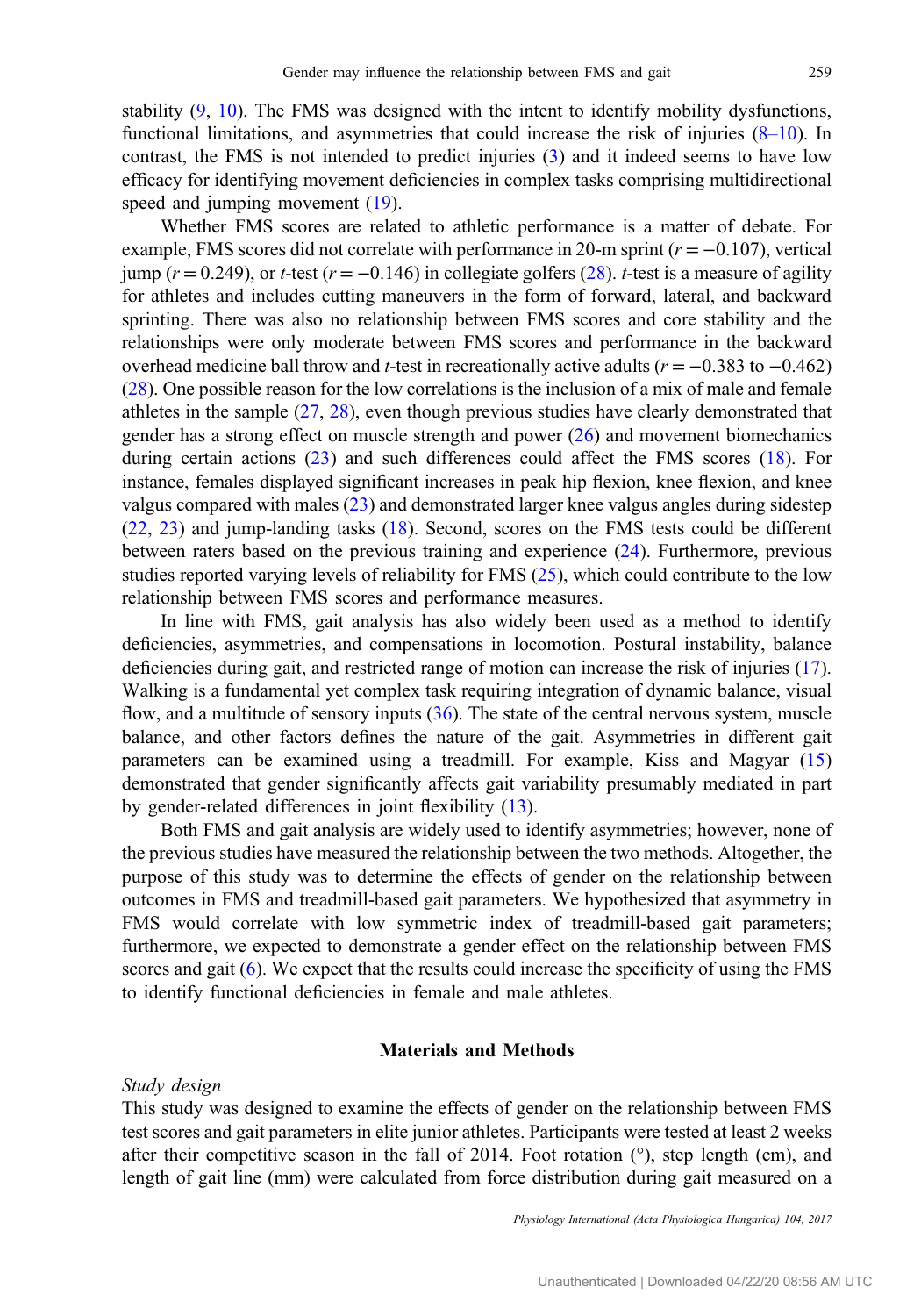stability (9, 10). The FMS was designed with the intent to identify mobility dysfunctions, functional limitations, and asymmetries that could increase the risk of injuries (8–10). In contrast, the FMS is not intended to predict injuries (3) and it indeed seems to have low efficacy for identifying movement deficiencies in complex tasks comprising multidirectional speed and jumping movement (19).

Whether FMS scores are related to athletic performance is a matter of debate. For example, FMS scores did not correlate with performance in 20-m sprint ($r = -0.107$), vertical jump ($r = 0.249$), or *t*-test ($r = -0.146$) in collegiate golfers (28). *t*-test is a measure of agility for athletes and includes cutting maneuvers in the form of forward, lateral, and backward sprinting. There was also no relationship between FMS scores and core stability and the relationships were only moderate between FMS scores and performance in the backward overhead medicine ball throw and *t*-test in recreationally active adults ($r = -0.383$ to $-0.462$) (28). One possible reason for the low correlations is the inclusion of a mix of male and female athletes in the sample (27, 28), even though previous studies have clearly demonstrated that gender has a strong effect on muscle strength and power (26) and movement biomechanics during certain actions (23) and such differences could affect the FMS scores (18). For instance, females displayed significant increases in peak hip flexion, knee flexion, and knee valgus compared with males (23) and demonstrated larger knee valgus angles during sidestep (22, 23) and jump-landing tasks (18). Second, scores on the FMS tests could be different between raters based on the previous training and experience (24). Furthermore, previous studies reported varying levels of reliability for FMS (25), which could contribute to the low relationship between FMS scores and performance measures.

In line with FMS, gait analysis has also widely been used as a method to identify deficiencies, asymmetries, and compensations in locomotion. Postural instability, balance deficiencies during gait, and restricted range of motion can increase the risk of injuries (17). Walking is a fundamental yet complex task requiring integration of dynamic balance, visual flow, and a multitude of sensory inputs (36). The state of the central nervous system, muscle balance, and other factors defines the nature of the gait. Asymmetries in different gait parameters can be examined using a treadmill. For example, Kiss and Magyar (15) demonstrated that gender significantly affects gait variability presumably mediated in part by gender-related differences in joint flexibility (13).

Both FMS and gait analysis are widely used to identify asymmetries; however, none of the previous studies have measured the relationship between the two methods. Altogether, the purpose of this study was to determine the effects of gender on the relationship between outcomes in FMS and treadmill-based gait parameters. We hypothesized that asymmetry in FMS would correlate with low symmetric index of treadmill-based gait parameters; furthermore, we expected to demonstrate a gender effect on the relationship between FMS scores and gait (6). We expect that the results could increase the specificity of using the FMS to identify functional deficiencies in female and male athletes.

## Materials and Methods

### *Study design*

This study was designed to examine the effects of gender on the relationship between FMS test scores and gait parameters in elite junior athletes. Participants were tested at least 2 weeks after their competitive season in the fall of 2014. Foot rotation (°), step length (cm), and length of gait line (mm) were calculated from force distribution during gait measured on a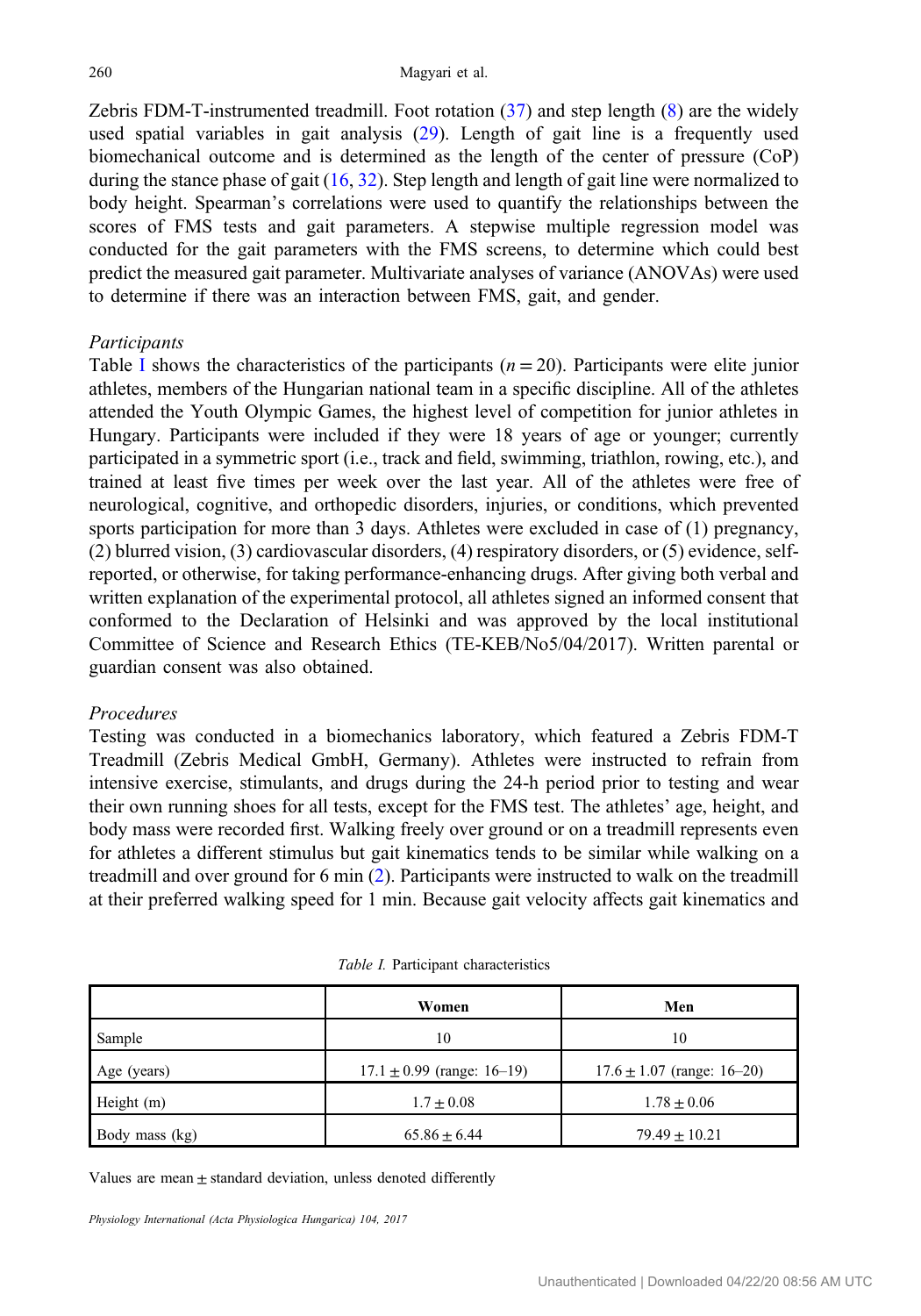Zebris FDM-T-instrumented treadmill. Foot rotation (37) and step length (8) are the widely used spatial variables in gait analysis (29). Length of gait line is a frequently used biomechanical outcome and is determined as the length of the center of pressure (CoP) during the stance phase of gait (16, 32). Step length and length of gait line were normalized to body height. Spearman's correlations were used to quantify the relationships between the scores of FMS tests and gait parameters. A stepwise multiple regression model was conducted for the gait parameters with the FMS screens, to determine which could best predict the measured gait parameter. Multivariate analyses of variance (ANOVAs) were used to determine if there was an interaction between FMS, gait, and gender.

*Participants*

Table I shows the characteristics of the participants ($n = 20$). Participants were elite junior athletes, members of the Hungarian national team in a specific discipline. All of the athletes attended the Youth Olympic Games, the highest level of competition for junior athletes in Hungary. Participants were included if they were 18 years of age or younger; currently participated in a symmetric sport (i.e., track and field, swimming, triathlon, rowing, etc.), and trained at least five times per week over the last year. All of the athletes were free of neurological, cognitive, and orthopedic disorders, injuries, or conditions, which prevented sports participation for more than 3 days. Athletes were excluded in case of (1) pregnancy, (2) blurred vision, (3) cardiovascular disorders, (4) respiratory disorders, or (5) evidence, self-reported, or otherwise, for taking performance-enhancing drugs. After giving both verbal and written explanation of the experimental protocol, all athletes signed an informed consent that conformed to the Declaration of Helsinki and was approved by the local institutional Committee of Science and Research Ethics (TE-KEB/No5/04/2017). Written parental or guardian consent was also obtained.

*Procedures*

Testing was conducted in a biomechanics laboratory, which featured a Zebris FDM-T Treadmill (Zebris Medical GmbH, Germany). Athletes were instructed to refrain from intensive exercise, stimulants, and drugs during the 24-h period prior to testing and wear their own running shoes for all tests, except for the FMS test. The athletes' age, height, and body mass were recorded first. Walking freely over ground or on a treadmill represents even for athletes a different stimulus but gait kinematics tends to be similar while walking on a treadmill and over ground for 6 min (2). Participants were instructed to walk on the treadmill at their preferred walking speed for 1 min. Because gait velocity affects gait kinematics and

*Table I.* Participant characteristics

| | Women | Men |
|---|---|---|
| Sample | 10 | 10 |
| Age (years) | $17.1 \pm 0.99$ (range: 16–19) | $17.6 \pm 1.07$ (range: 16–20) |
| Height (m) | $1.7 \pm 0.08$ | $1.78 \pm 0.06$ |
| Body mass (kg) | $65.86 \pm 6.44$ | $79.49 \pm 10.21$ |

Values are mean $\pm$ standard deviation, unless denoted differently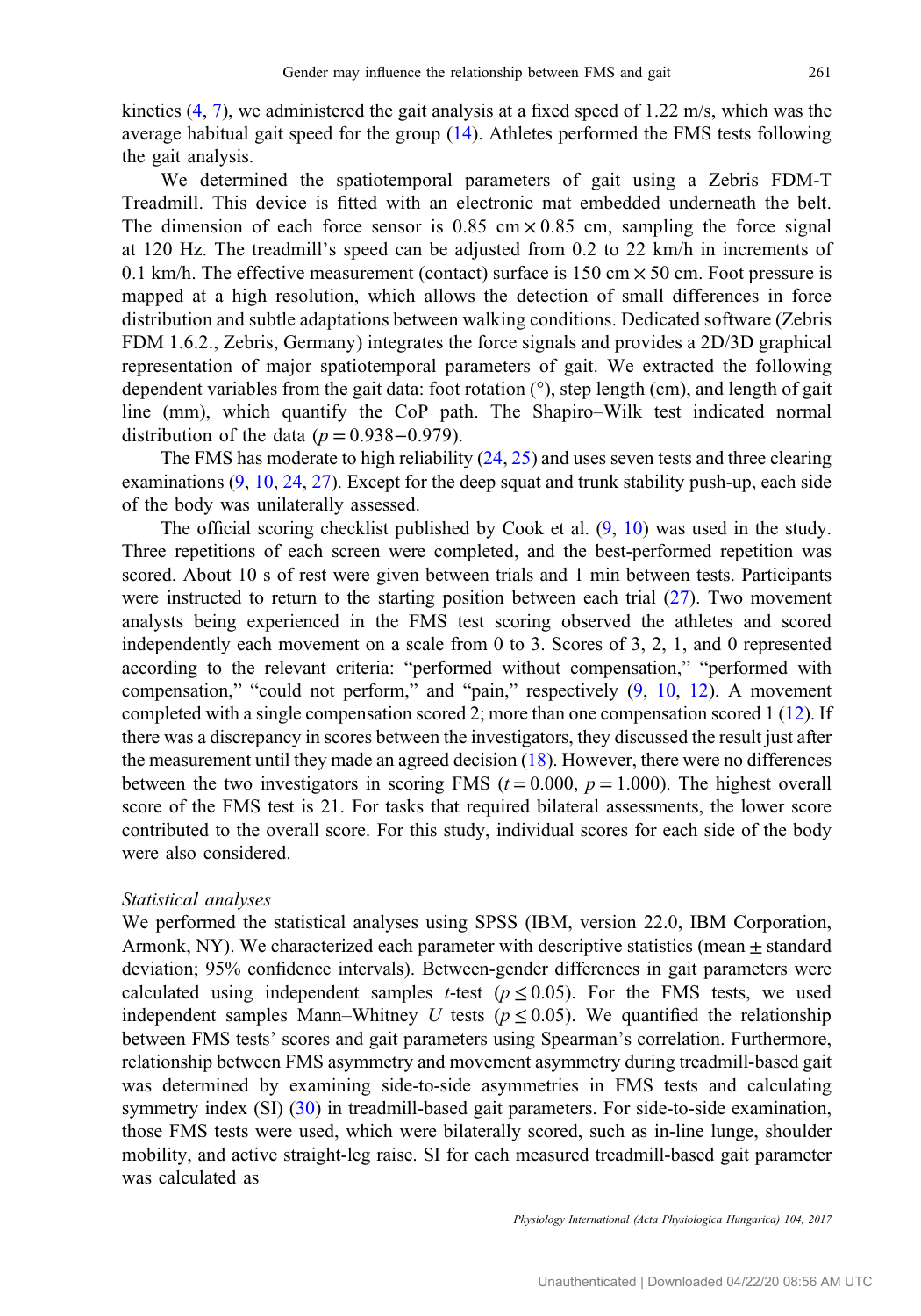kinetics (4, 7), we administered the gait analysis at a fixed speed of 1.22 m/s, which was the average habitual gait speed for the group (14). Athletes performed the FMS tests following the gait analysis.

We determined the spatiotemporal parameters of gait using a Zebris FDM-T Treadmill. This device is fitted with an electronic mat embedded underneath the belt. The dimension of each force sensor is 0.85 cm × 0.85 cm, sampling the force signal at 120 Hz. The treadmill's speed can be adjusted from 0.2 to 22 km/h in increments of 0.1 km/h. The effective measurement (contact) surface is 150 cm × 50 cm. Foot pressure is mapped at a high resolution, which allows the detection of small differences in force distribution and subtle adaptations between walking conditions. Dedicated software (Zebris FDM 1.6.2., Zebris, Germany) integrates the force signals and provides a 2D/3D graphical representation of major spatiotemporal parameters of gait. We extracted the following dependent variables from the gait data: foot rotation (°), step length (cm), and length of gait line (mm), which quantify the CoP path. The Shapiro–Wilk test indicated normal distribution of the data ($p = 0.938-0.979$).

The FMS has moderate to high reliability (24, 25) and uses seven tests and three clearing examinations (9, 10, 24, 27). Except for the deep squat and trunk stability push-up, each side of the body was unilaterally assessed.

The official scoring checklist published by Cook et al. (9, 10) was used in the study. Three repetitions of each screen were completed, and the best-performed repetition was scored. About 10 s of rest were given between trials and 1 min between tests. Participants were instructed to return to the starting position between each trial (27). Two movement analysts being experienced in the FMS test scoring observed the athletes and scored independently each movement on a scale from 0 to 3. Scores of 3, 2, 1, and 0 represented according to the relevant criteria: "performed without compensation," "performed with compensation," "could not perform," and "pain," respectively (9, 10, 12). A movement completed with a single compensation scored 2; more than one compensation scored 1 (12). If there was a discrepancy in scores between the investigators, they discussed the result just after the measurement until they made an agreed decision (18). However, there were no differences between the two investigators in scoring FMS ($t = 0.000$, $p = 1.000$). The highest overall score of the FMS test is 21. For tasks that required bilateral assessments, the lower score contributed to the overall score. For this study, individual scores for each side of the body were also considered.

*Statistical analyses*

We performed the statistical analyses using SPSS (IBM, version 22.0, IBM Corporation, Armonk, NY). We characterized each parameter with descriptive statistics (mean ± standard deviation; 95% confidence intervals). Between-gender differences in gait parameters were calculated using independent samples *t*-test ($p \leq 0.05$). For the FMS tests, we used independent samples Mann–Whitney *U* tests ($p \leq 0.05$). We quantified the relationship between FMS tests' scores and gait parameters using Spearman's correlation. Furthermore, relationship between FMS asymmetry and movement asymmetry during treadmill-based gait was determined by examining side-to-side asymmetries in FMS tests and calculating symmetry index (SI) (30) in treadmill-based gait parameters. For side-to-side examination, those FMS tests were used, which were bilaterally scored, such as in-line lunge, shoulder mobility, and active straight-leg raise. SI for each measured treadmill-based gait parameter was calculated as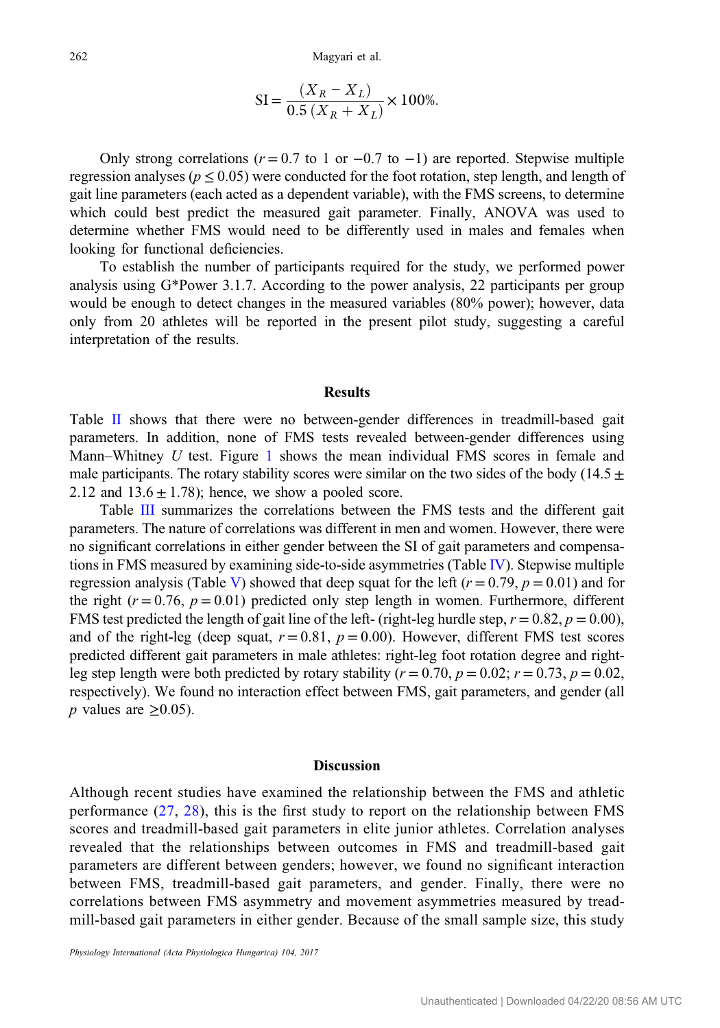$$\mathrm{SI} = \frac{(X_R - X_L)}{0.5\,(X_R + X_L)} \times 100\%.$$

Only strong correlations ($r = 0.7$ to 1 or $-0.7$ to $-1$) are reported. Stepwise multiple regression analyses ($p \leq 0.05$) were conducted for the foot rotation, step length, and length of gait line parameters (each acted as a dependent variable), with the FMS screens, to determine which could best predict the measured gait parameter. Finally, ANOVA was used to determine whether FMS would need to be differently used in males and females when looking for functional deficiencies.

To establish the number of participants required for the study, we performed power analysis using G*Power 3.1.7. According to the power analysis, 22 participants per group would be enough to detect changes in the measured variables (80% power); however, data only from 20 athletes will be reported in the present pilot study, suggesting a careful interpretation of the results.

## Results

Table II shows that there were no between-gender differences in treadmill-based gait parameters. In addition, none of FMS tests revealed between-gender differences using Mann–Whitney *U* test. Figure 1 shows the mean individual FMS scores in female and male participants. The rotary stability scores were similar on the two sides of the body ($14.5 \pm 2.12$ and $13.6 \pm 1.78$); hence, we show a pooled score.

Table III summarizes the correlations between the FMS tests and the different gait parameters. The nature of correlations was different in men and women. However, there were no significant correlations in either gender between the SI of gait parameters and compensations in FMS measured by examining side-to-side asymmetries (Table IV). Stepwise multiple regression analysis (Table V) showed that deep squat for the left ($r = 0.79$, $p = 0.01$) and for the right ($r = 0.76$, $p = 0.01$) predicted only step length in women. Furthermore, different FMS test predicted the length of gait line of the left- (right-leg hurdle step, $r = 0.82$, $p = 0.00$), and of the right-leg (deep squat, $r = 0.81$, $p = 0.00$). However, different FMS test scores predicted different gait parameters in male athletes: right-leg foot rotation degree and right-leg step length were both predicted by rotary stability ($r = 0.70$, $p = 0.02$; $r = 0.73$, $p = 0.02$, respectively). We found no interaction effect between FMS, gait parameters, and gender (all $p$ values are $\geq 0.05$).

## Discussion

Although recent studies have examined the relationship between the FMS and athletic performance (27, 28), this is the first study to report on the relationship between FMS scores and treadmill-based gait parameters in elite junior athletes. Correlation analyses revealed that the relationships between outcomes in FMS and treadmill-based gait parameters are different between genders; however, we found no significant interaction between FMS, treadmill-based gait parameters, and gender. Finally, there were no correlations between FMS asymmetry and movement asymmetries measured by treadmill-based gait parameters in either gender. Because of the small sample size, this study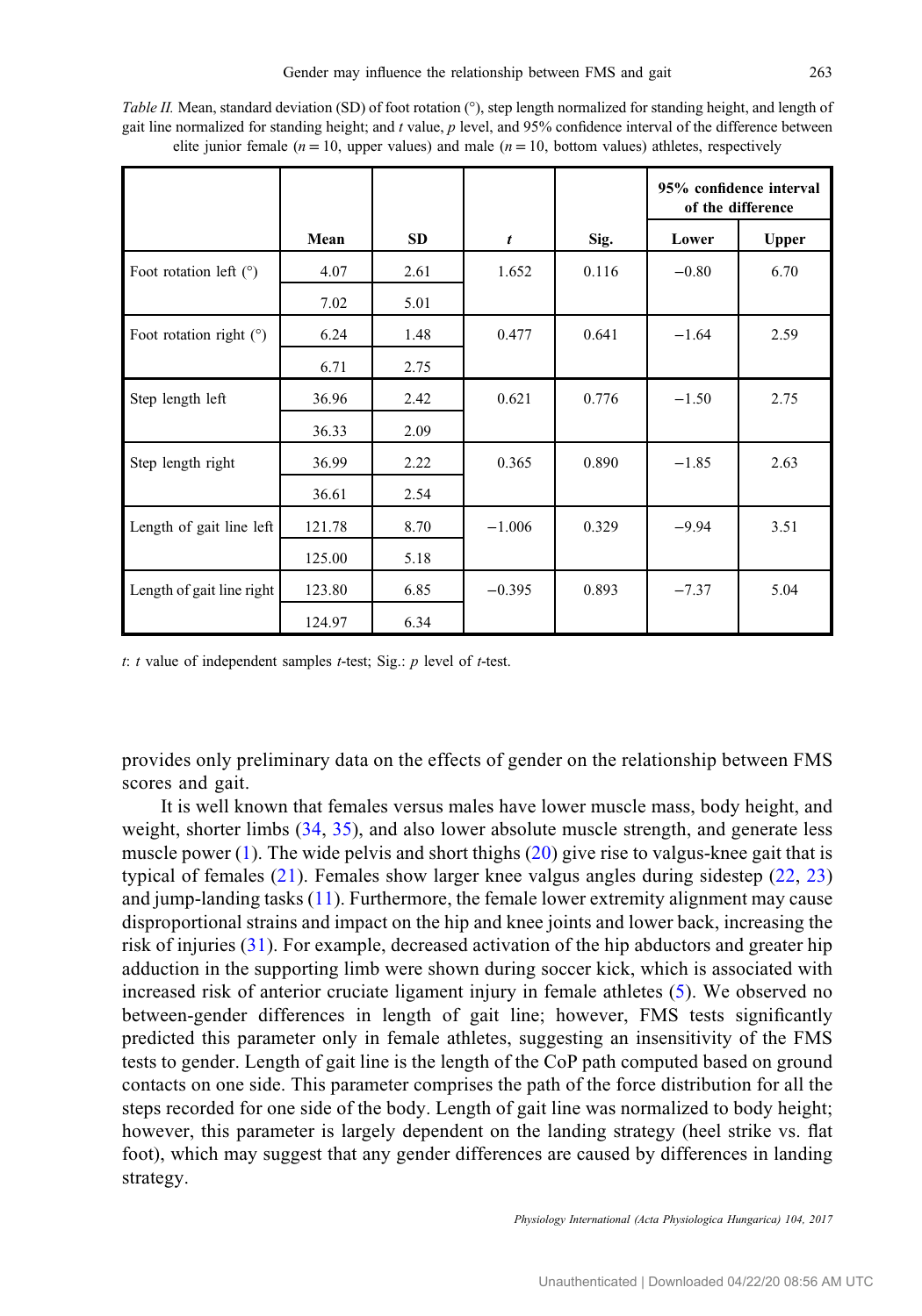*Table II.* Mean, standard deviation (SD) of foot rotation (°), step length normalized for standing height, and length of gait line normalized for standing height; and *t* value, *p* level, and 95% confidence interval of the difference between elite junior female ($n = 10$, upper values) and male ($n = 10$, bottom values) athletes, respectively

| | | | | | 95% confidence interval of the difference | |
|---|---|---|---|---|---|---|
| | **Mean** | **SD** | ***t*** | **Sig.** | **Lower** | **Upper** |
| Foot rotation left (°) | 4.07 | 2.61 | 1.652 | 0.116 | −0.80 | 6.70 |
| | 7.02 | 5.01 | | | | |
| Foot rotation right (°) | 6.24 | 1.48 | 0.477 | 0.641 | −1.64 | 2.59 |
| | 6.71 | 2.75 | | | | |
| Step length left | 36.96 | 2.42 | 0.621 | 0.776 | −1.50 | 2.75 |
| | 36.33 | 2.09 | | | | |
| Step length right | 36.99 | 2.22 | 0.365 | 0.890 | −1.85 | 2.63 |
| | 36.61 | 2.54 | | | | |
| Length of gait line left | 121.78 | 8.70 | −1.006 | 0.329 | −9.94 | 3.51 |
| | 125.00 | 5.18 | | | | |
| Length of gait line right | 123.80 | 6.85 | −0.395 | 0.893 | −7.37 | 5.04 |
| | 124.97 | 6.34 | | | | |

*t*: *t* value of independent samples *t*-test; Sig.: *p* level of *t*-test.

provides only preliminary data on the effects of gender on the relationship between FMS scores and gait.

It is well known that females versus males have lower muscle mass, body height, and weight, shorter limbs (34, 35), and also lower absolute muscle strength, and generate less muscle power (1). The wide pelvis and short thighs (20) give rise to valgus-knee gait that is typical of females (21). Females show larger knee valgus angles during sidestep (22, 23) and jump-landing tasks (11). Furthermore, the female lower extremity alignment may cause disproportional strains and impact on the hip and knee joints and lower back, increasing the risk of injuries (31). For example, decreased activation of the hip abductors and greater hip adduction in the supporting limb were shown during soccer kick, which is associated with increased risk of anterior cruciate ligament injury in female athletes (5). We observed no between-gender differences in length of gait line; however, FMS tests significantly predicted this parameter only in female athletes, suggesting an insensitivity of the FMS tests to gender. Length of gait line is the length of the CoP path computed based on ground contacts on one side. This parameter comprises the path of the force distribution for all the steps recorded for one side of the body. Length of gait line was normalized to body height; however, this parameter is largely dependent on the landing strategy (heel strike vs. flat foot), which may suggest that any gender differences are caused by differences in landing strategy.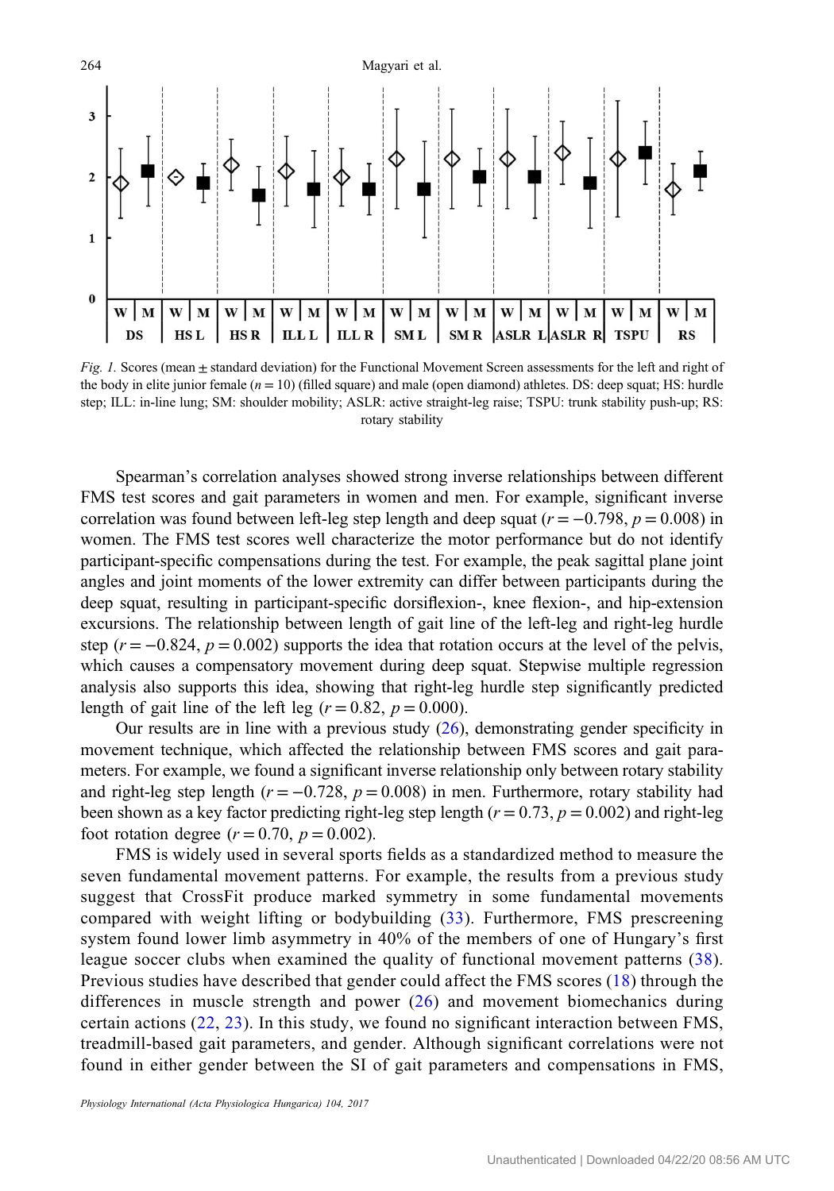3

2

1

0

W | M | W | M | W | M | W | M | W | M | W | M | W | M | W | M | W | M | W | M | W | M

DS | HS L | HS R | ILL L | ILL R | SM L | SM R | ASLR L | ASLR R | TSPU | RS

*Fig. 1.* Scores (mean ± standard deviation) for the Functional Movement Screen assessments for the left and right of the body in elite junior female ($n = 10$) (filled square) and male (open diamond) athletes. DS: deep squat; HS: hurdle step; ILL: in-line lung; SM: shoulder mobility; ASLR: active straight-leg raise; TSPU: trunk stability push-up; RS: rotary stability

Spearman's correlation analyses showed strong inverse relationships between different FMS test scores and gait parameters in women and men. For example, significant inverse correlation was found between left-leg step length and deep squat ($r = -0.798$, $p = 0.008$) in women. The FMS test scores well characterize the motor performance but do not identify participant-specific compensations during the test. For example, the peak sagittal plane joint angles and joint moments of the lower extremity can differ between participants during the deep squat, resulting in participant-specific dorsiflexion-, knee flexion-, and hip-extension excursions. The relationship between length of gait line of the left-leg and right-leg hurdle step ($r = -0.824$, $p = 0.002$) supports the idea that rotation occurs at the level of the pelvis, which causes a compensatory movement during deep squat. Stepwise multiple regression analysis also supports this idea, showing that right-leg hurdle step significantly predicted length of gait line of the left leg ($r = 0.82$, $p = 0.000$).

Our results are in line with a previous study (26), demonstrating gender specificity in movement technique, which affected the relationship between FMS scores and gait parameters. For example, we found a significant inverse relationship only between rotary stability and right-leg step length ($r = -0.728$, $p = 0.008$) in men. Furthermore, rotary stability had been shown as a key factor predicting right-leg step length ($r = 0.73$, $p = 0.002$) and right-leg foot rotation degree ($r = 0.70$, $p = 0.002$).

FMS is widely used in several sports fields as a standardized method to measure the seven fundamental movement patterns. For example, the results from a previous study suggest that CrossFit produce marked symmetry in some fundamental movements compared with weight lifting or bodybuilding (33). Furthermore, FMS prescreening system found lower limb asymmetry in 40% of the members of one of Hungary's first league soccer clubs when examined the quality of functional movement patterns (38). Previous studies have described that gender could affect the FMS scores (18) through the differences in muscle strength and power (26) and movement biomechanics during certain actions (22, 23). In this study, we found no significant interaction between FMS, treadmill-based gait parameters, and gender. Although significant correlations were not found in either gender between the SI of gait parameters and compensations in FMS,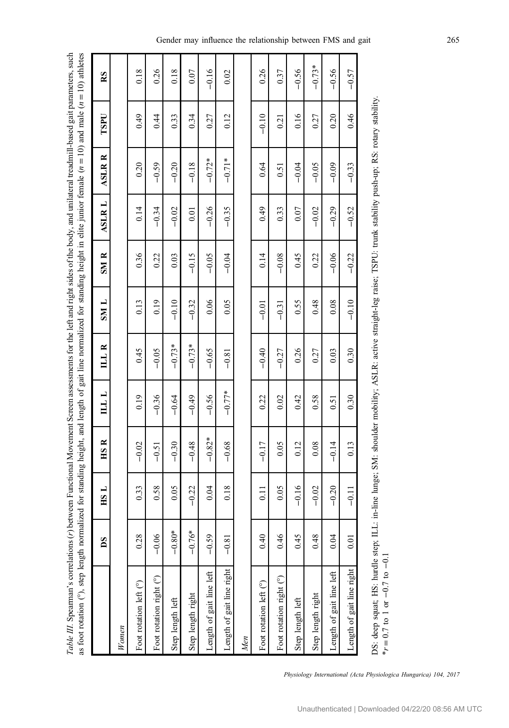*Table III.* Spearman's correlations (*r*) between Functional Movement Screen assessments for the left and right sides of the body, and unilateral treadmill-based gait parameters, such as foot rotation (°), step length normalized for standing height, and length of gait line normalized for standing height in elite junior female ($n = 10$) and male ($n = 10$) athletes

| | DS | HS L | HS R | ILL L | ILL R | SM L | SM R | ASLR L | ASLR R | TSPU | RS |
|---|---|---|---|---|---|---|---|---|---|---|---|
| *Women* | | | | | | | | | | | |
| Foot rotation left (°) | 0.28 | 0.33 | −0.02 | 0.19 | 0.45 | 0.13 | 0.36 | 0.14 | 0.20 | 0.49 | 0.18 |
| Foot rotation right (°) | −0.06 | 0.58 | −0.51 | −0.36 | −0.05 | 0.19 | 0.22 | −0.34 | −0.59 | 0.44 | 0.26 |
| Step length left | −0.80* | 0.05 | −0.30 | −0.64 | −0.73* | −0.10 | 0.03 | −0.02 | −0.20 | 0.33 | 0.18 |
| Step length right | −0.76* | −0.22 | −0.48 | −0.49 | −0.73* | −0.32 | −0.15 | 0.01 | −0.18 | 0.34 | 0.07 |
| Length of gait line left | −0.59 | 0.04 | −0.82* | −0.56 | −0.65 | 0.06 | −0.05 | −0.26 | −0.72* | 0.27 | −0.16 |
| Length of gait line right | −0.81 | 0.18 | −0.68 | −0.77* | −0.81 | 0.05 | −0.04 | −0.35 | −0.71* | 0.12 | 0.02 |
| *Men* | | | | | | | | | | | |
| Foot rotation left (°) | 0.40 | 0.11 | −0.17 | 0.22 | −0.40 | −0.01 | 0.14 | 0.49 | 0.64 | −0.10 | 0.26 |
| Foot rotation right (°) | 0.46 | 0.05 | 0.05 | 0.02 | −0.27 | −0.31 | −0.08 | 0.33 | 0.51 | 0.21 | 0.37 |
| Step length left | 0.45 | −0.16 | 0.12 | 0.42 | 0.26 | 0.55 | 0.45 | 0.07 | −0.04 | 0.16 | −0.56 |
| Step length right | 0.48 | −0.02 | 0.08 | 0.58 | 0.27 | 0.48 | 0.22 | −0.02 | −0.05 | 0.27 | −0.73* |
| Length of gait line left | 0.04 | −0.20 | −0.14 | 0.51 | 0.03 | 0.08 | −0.06 | −0.29 | −0.09 | 0.20 | −0.56 |
| Length of gait line right | 0.01 | −0.11 | 0.13 | 0.30 | 0.30 | −0.10 | −0.22 | −0.52 | −0.33 | 0.46 | −0.57 |

DS: deep squat; HS: hurdle step; ILL: in-line lunge; SM: shoulder mobility; ASLR: active straight-leg raise; TSPU: trunk stability push-up; RS: rotary stability.
*$r = 0.7$ to 1 or $-0.7$ to $-0.1$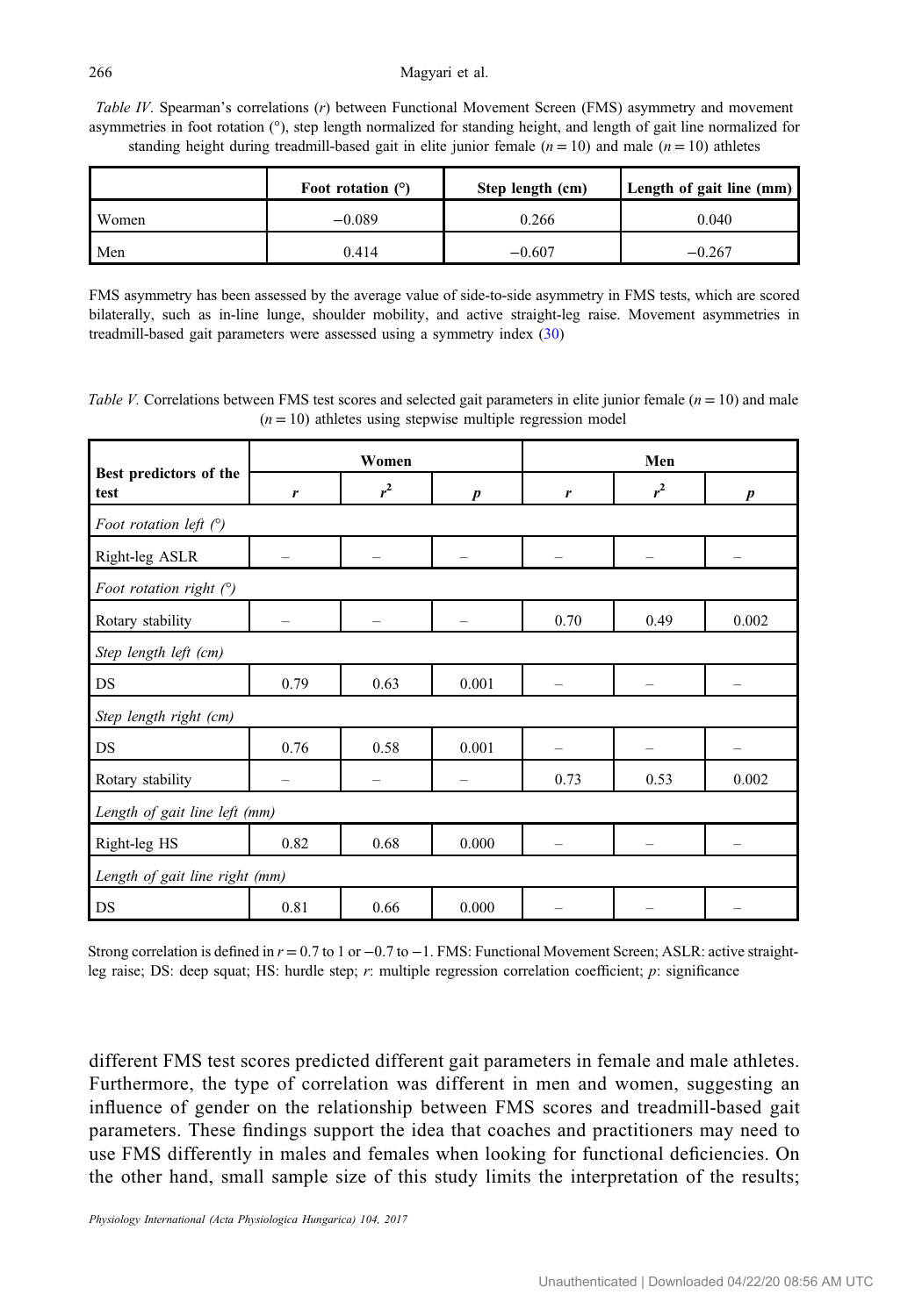*Table IV*. Spearman's correlations ($r$) between Functional Movement Screen (FMS) asymmetry and movement asymmetries in foot rotation (°), step length normalized for standing height, and length of gait line normalized for standing height during treadmill-based gait in elite junior female ($n = 10$) and male ($n = 10$) athletes

| | Foot rotation (°) | Step length (cm) | Length of gait line (mm) |
|---|---|---|---|
| Women | −0.089 | 0.266 | 0.040 |
| Men | 0.414 | −0.607 | −0.267 |

FMS asymmetry has been assessed by the average value of side-to-side asymmetry in FMS tests, which are scored bilaterally, such as in-line lunge, shoulder mobility, and active straight-leg raise. Movement asymmetries in treadmill-based gait parameters were assessed using a symmetry index (30)

*Table V*. Correlations between FMS test scores and selected gait parameters in elite junior female ($n = 10$) and male ($n = 10$) athletes using stepwise multiple regression model

| Best predictors of the test | Women | | | Men | | |
|---|---|---|---|---|---|---|
| | $r$ | $r^2$ | $p$ | $r$ | $r^2$ | $p$ |
| *Foot rotation left (°)* | | | | | | |
| Right-leg ASLR | – | – | – | – | – | – |
| *Foot rotation right (°)* | | | | | | |
| Rotary stability | – | – | – | 0.70 | 0.49 | 0.002 |
| *Step length left (cm)* | | | | | | |
| DS | 0.79 | 0.63 | 0.001 | – | – | – |
| *Step length right (cm)* | | | | | | |
| DS | 0.76 | 0.58 | 0.001 | – | – | – |
| Rotary stability | – | – | – | 0.73 | 0.53 | 0.002 |
| *Length of gait line left (mm)* | | | | | | |
| Right-leg HS | 0.82 | 0.68 | 0.000 | – | – | – |
| *Length of gait line right (mm)* | | | | | | |
| DS | 0.81 | 0.66 | 0.000 | – | – | – |

Strong correlation is defined in $r = 0.7$ to 1 or $-0.7$ to $-1$. FMS: Functional Movement Screen; ASLR: active straight-leg raise; DS: deep squat; HS: hurdle step; $r$: multiple regression correlation coefficient; $p$: significance

different FMS test scores predicted different gait parameters in female and male athletes. Furthermore, the type of correlation was different in men and women, suggesting an influence of gender on the relationship between FMS scores and treadmill-based gait parameters. These findings support the idea that coaches and practitioners may need to use FMS differently in males and females when looking for functional deficiencies. On the other hand, small sample size of this study limits the interpretation of the results;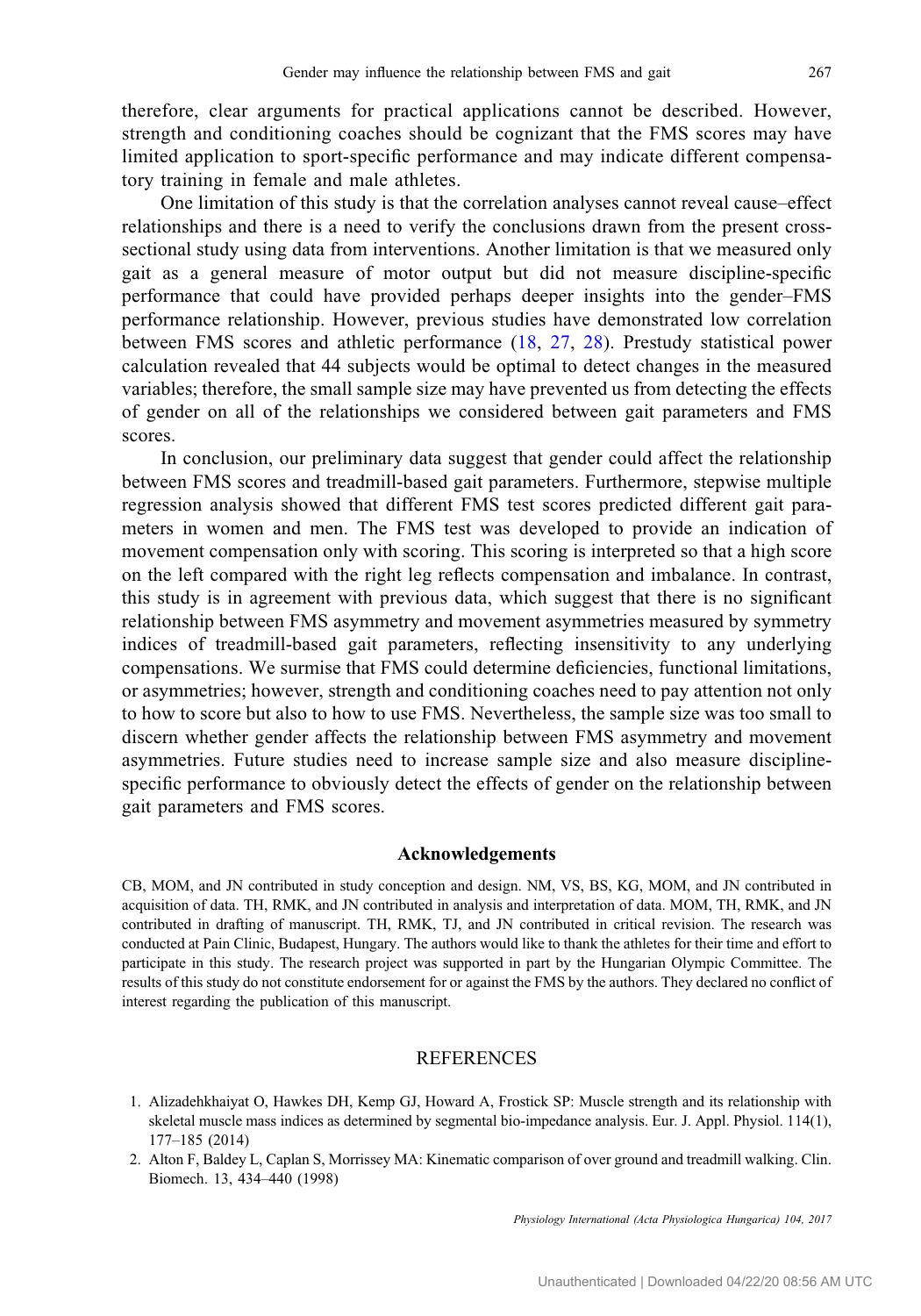therefore, clear arguments for practical applications cannot be described. However, strength and conditioning coaches should be cognizant that the FMS scores may have limited application to sport-specific performance and may indicate different compensatory training in female and male athletes.

One limitation of this study is that the correlation analyses cannot reveal cause–effect relationships and there is a need to verify the conclusions drawn from the present cross-sectional study using data from interventions. Another limitation is that we measured only gait as a general measure of motor output but did not measure discipline-specific performance that could have provided perhaps deeper insights into the gender–FMS performance relationship. However, previous studies have demonstrated low correlation between FMS scores and athletic performance (18, 27, 28). Prestudy statistical power calculation revealed that 44 subjects would be optimal to detect changes in the measured variables; therefore, the small sample size may have prevented us from detecting the effects of gender on all of the relationships we considered between gait parameters and FMS scores.

In conclusion, our preliminary data suggest that gender could affect the relationship between FMS scores and treadmill-based gait parameters. Furthermore, stepwise multiple regression analysis showed that different FMS test scores predicted different gait parameters in women and men. The FMS test was developed to provide an indication of movement compensation only with scoring. This scoring is interpreted so that a high score on the left compared with the right leg reflects compensation and imbalance. In contrast, this study is in agreement with previous data, which suggest that there is no significant relationship between FMS asymmetry and movement asymmetries measured by symmetry indices of treadmill-based gait parameters, reflecting insensitivity to any underlying compensations. We surmise that FMS could determine deficiencies, functional limitations, or asymmetries; however, strength and conditioning coaches need to pay attention not only to how to score but also to how to use FMS. Nevertheless, the sample size was too small to discern whether gender affects the relationship between FMS asymmetry and movement asymmetries. Future studies need to increase sample size and also measure discipline-specific performance to obviously detect the effects of gender on the relationship between gait parameters and FMS scores.

## Acknowledgements

CB, MOM, and JN contributed in study conception and design. NM, VS, BS, KG, MOM, and JN contributed in acquisition of data. TH, RMK, and JN contributed in analysis and interpretation of data. MOM, TH, RMK, and JN contributed in drafting of manuscript. TH, RMK, TJ, and JN contributed in critical revision. The research was conducted at Pain Clinic, Budapest, Hungary. The authors would like to thank the athletes for their time and effort to participate in this study. The research project was supported in part by the Hungarian Olympic Committee. The results of this study do not constitute endorsement for or against the FMS by the authors. They declared no conflict of interest regarding the publication of this manuscript.

## REFERENCES

1. Alizadehkhaiyat O, Hawkes DH, Kemp GJ, Howard A, Frostick SP: Muscle strength and its relationship with skeletal muscle mass indices as determined by segmental bio-impedance analysis. Eur. J. Appl. Physiol. 114(1), 177–185 (2014)
2. Alton F, Baldey L, Caplan S, Morrissey MA: Kinematic comparison of over ground and treadmill walking. Clin. Biomech. 13, 434–440 (1998)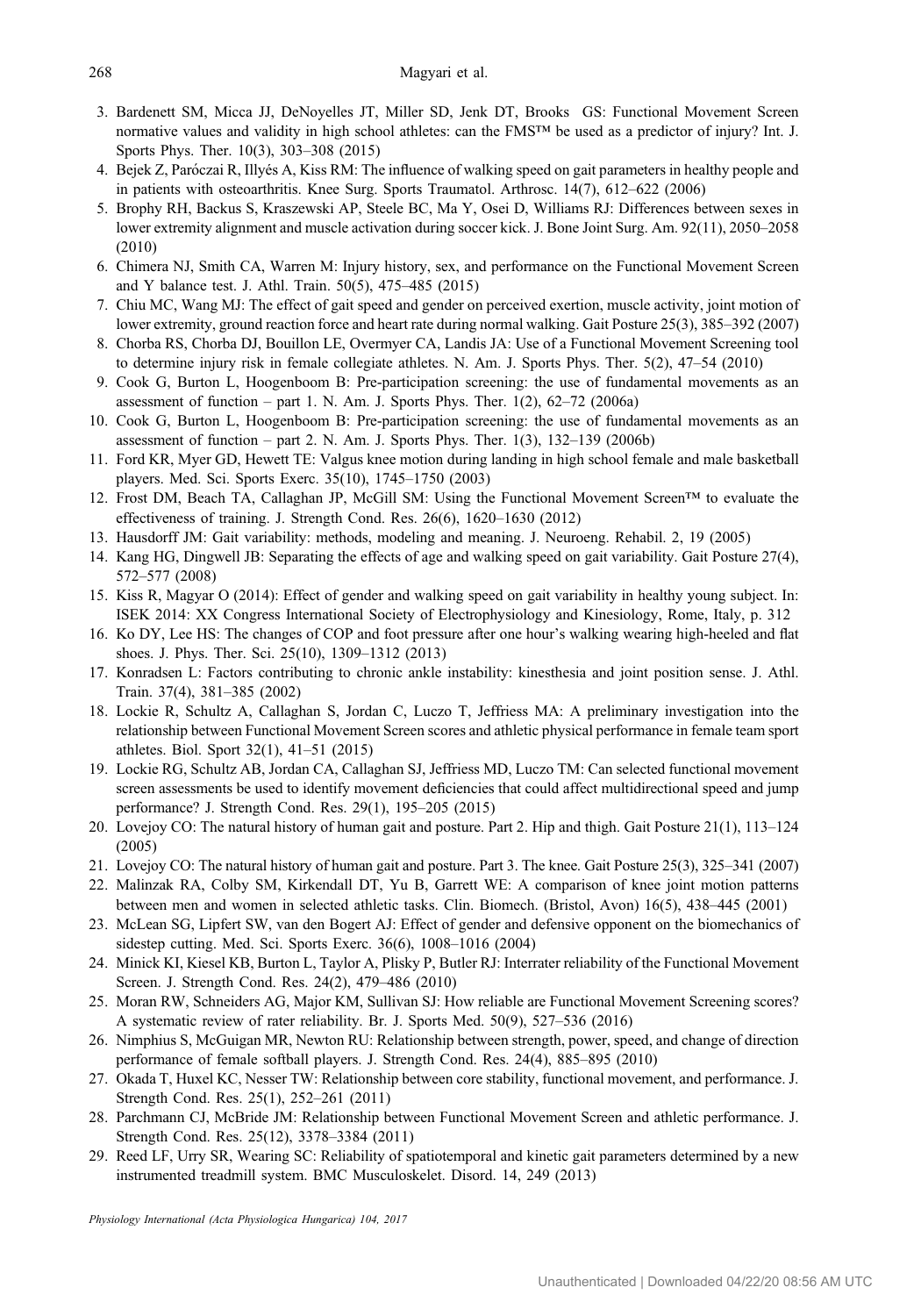3. Bardenett SM, Micca JJ, DeNoyelles JT, Miller SD, Jenk DT, Brooks GS: Functional Movement Screen normative values and validity in high school athletes: can the FMS™ be used as a predictor of injury? Int. J. Sports Phys. Ther. 10(3), 303–308 (2015)
4. Bejek Z, Paróczai R, Illyés A, Kiss RM: The influence of walking speed on gait parameters in healthy people and in patients with osteoarthritis. Knee Surg. Sports Traumatol. Arthrosc. 14(7), 612–622 (2006)
5. Brophy RH, Backus S, Kraszewski AP, Steele BC, Ma Y, Osei D, Williams RJ: Differences between sexes in lower extremity alignment and muscle activation during soccer kick. J. Bone Joint Surg. Am. 92(11), 2050–2058 (2010)
6. Chimera NJ, Smith CA, Warren M: Injury history, sex, and performance on the Functional Movement Screen and Y balance test. J. Athl. Train. 50(5), 475–485 (2015)
7. Chiu MC, Wang MJ: The effect of gait speed and gender on perceived exertion, muscle activity, joint motion of lower extremity, ground reaction force and heart rate during normal walking. Gait Posture 25(3), 385–392 (2007)
8. Chorba RS, Chorba DJ, Bouillon LE, Overmyer CA, Landis JA: Use of a Functional Movement Screening tool to determine injury risk in female collegiate athletes. N. Am. J. Sports Phys. Ther. 5(2), 47–54 (2010)
9. Cook G, Burton L, Hoogenboom B: Pre-participation screening: the use of fundamental movements as an assessment of function – part 1. N. Am. J. Sports Phys. Ther. 1(2), 62–72 (2006a)
10. Cook G, Burton L, Hoogenboom B: Pre-participation screening: the use of fundamental movements as an assessment of function – part 2. N. Am. J. Sports Phys. Ther. 1(3), 132–139 (2006b)
11. Ford KR, Myer GD, Hewett TE: Valgus knee motion during landing in high school female and male basketball players. Med. Sci. Sports Exerc. 35(10), 1745–1750 (2003)
12. Frost DM, Beach TA, Callaghan JP, McGill SM: Using the Functional Movement Screen™ to evaluate the effectiveness of training. J. Strength Cond. Res. 26(6), 1620–1630 (2012)
13. Hausdorff JM: Gait variability: methods, modeling and meaning. J. Neuroeng. Rehabil. 2, 19 (2005)
14. Kang HG, Dingwell JB: Separating the effects of age and walking speed on gait variability. Gait Posture 27(4), 572–577 (2008)
15. Kiss R, Magyar O (2014): Effect of gender and walking speed on gait variability in healthy young subject. In: ISEK 2014: XX Congress International Society of Electrophysiology and Kinesiology, Rome, Italy, p. 312
16. Ko DY, Lee HS: The changes of COP and foot pressure after one hour's walking wearing high-heeled and flat shoes. J. Phys. Ther. Sci. 25(10), 1309–1312 (2013)
17. Konradsen L: Factors contributing to chronic ankle instability: kinesthesia and joint position sense. J. Athl. Train. 37(4), 381–385 (2002)
18. Lockie R, Schultz A, Callaghan S, Jordan C, Luczo T, Jeffriess MA: A preliminary investigation into the relationship between Functional Movement Screen scores and athletic physical performance in female team sport athletes. Biol. Sport 32(1), 41–51 (2015)
19. Lockie RG, Schultz AB, Jordan CA, Callaghan SJ, Jeffriess MD, Luczo TM: Can selected functional movement screen assessments be used to identify movement deficiencies that could affect multidirectional speed and jump performance? J. Strength Cond. Res. 29(1), 195–205 (2015)
20. Lovejoy CO: The natural history of human gait and posture. Part 2. Hip and thigh. Gait Posture 21(1), 113–124 (2005)
21. Lovejoy CO: The natural history of human gait and posture. Part 3. The knee. Gait Posture 25(3), 325–341 (2007)
22. Malinzak RA, Colby SM, Kirkendall DT, Yu B, Garrett WE: A comparison of knee joint motion patterns between men and women in selected athletic tasks. Clin. Biomech. (Bristol, Avon) 16(5), 438–445 (2001)
23. McLean SG, Lipfert SW, van den Bogert AJ: Effect of gender and defensive opponent on the biomechanics of sidestep cutting. Med. Sci. Sports Exerc. 36(6), 1008–1016 (2004)
24. Minick KI, Kiesel KB, Burton L, Taylor A, Plisky P, Butler RJ: Interrater reliability of the Functional Movement Screen. J. Strength Cond. Res. 24(2), 479–486 (2010)
25. Moran RW, Schneiders AG, Major KM, Sullivan SJ: How reliable are Functional Movement Screening scores? A systematic review of rater reliability. Br. J. Sports Med. 50(9), 527–536 (2016)
26. Nimphius S, McGuigan MR, Newton RU: Relationship between strength, power, speed, and change of direction performance of female softball players. J. Strength Cond. Res. 24(4), 885–895 (2010)
27. Okada T, Huxel KC, Nesser TW: Relationship between core stability, functional movement, and performance. J. Strength Cond. Res. 25(1), 252–261 (2011)
28. Parchmann CJ, McBride JM: Relationship between Functional Movement Screen and athletic performance. J. Strength Cond. Res. 25(12), 3378–3384 (2011)
29. Reed LF, Urry SR, Wearing SC: Reliability of spatiotemporal and kinetic gait parameters determined by a new instrumented treadmill system. BMC Musculoskelet. Disord. 14, 249 (2013)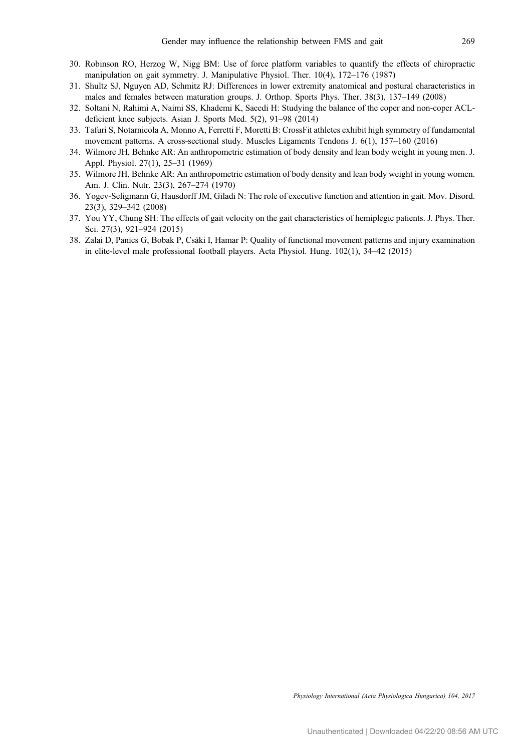30. Robinson RO, Herzog W, Nigg BM: Use of force platform variables to quantify the effects of chiropractic manipulation on gait symmetry. J. Manipulative Physiol. Ther. 10(4), 172–176 (1987)
31. Shultz SJ, Nguyen AD, Schmitz RJ: Differences in lower extremity anatomical and postural characteristics in males and females between maturation groups. J. Orthop. Sports Phys. Ther. 38(3), 137–149 (2008)
32. Soltani N, Rahimi A, Naimi SS, Khademi K, Saeedi H: Studying the balance of the coper and non-coper ACL-deficient knee subjects. Asian J. Sports Med. 5(2), 91–98 (2014)
33. Tafuri S, Notarnicola A, Monno A, Ferretti F, Moretti B: CrossFit athletes exhibit high symmetry of fundamental movement patterns. A cross-sectional study. Muscles Ligaments Tendons J. 6(1), 157–160 (2016)
34. Wilmore JH, Behnke AR: An anthropometric estimation of body density and lean body weight in young men. J. Appl. Physiol. 27(1), 25–31 (1969)
35. Wilmore JH, Behnke AR: An anthropometric estimation of body density and lean body weight in young women. Am. J. Clin. Nutr. 23(3), 267–274 (1970)
36. Yogev-Seligmann G, Hausdorff JM, Giladi N: The role of executive function and attention in gait. Mov. Disord. 23(3), 329–342 (2008)
37. You YY, Chung SH: The effects of gait velocity on the gait characteristics of hemiplegic patients. J. Phys. Ther. Sci. 27(3), 921–924 (2015)
38. Zalai D, Panics G, Bobak P, Csáki I, Hamar P: Quality of functional movement patterns and injury examination in elite-level male professional football players. Acta Physiol. Hung. 102(1), 34–42 (2015)